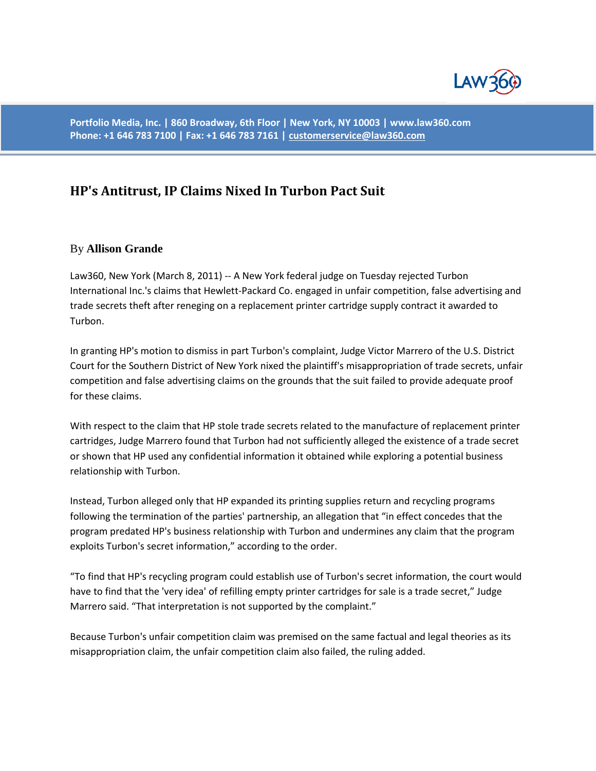Portfolio Media, Inc. | 860 Broadway, 6th Floor | New York, NY 10003 | www.law360.com
Phone: +1 646 783 7100 | Fax: +1 646 783 7161 | customerservice@law360.com

# HP's Antitrust, IP Claims Nixed In Turbon Pact Suit

By **Allison Grande**

Law360, New York (March 8, 2011) -- A New York federal judge on Tuesday rejected Turbon International Inc.'s claims that Hewlett-Packard Co. engaged in unfair competition, false advertising and trade secrets theft after reneging on a replacement printer cartridge supply contract it awarded to Turbon.

In granting HP's motion to dismiss in part Turbon's complaint, Judge Victor Marrero of the U.S. District Court for the Southern District of New York nixed the plaintiff's misappropriation of trade secrets, unfair competition and false advertising claims on the grounds that the suit failed to provide adequate proof for these claims.

With respect to the claim that HP stole trade secrets related to the manufacture of replacement printer cartridges, Judge Marrero found that Turbon had not sufficiently alleged the existence of a trade secret or shown that HP used any confidential information it obtained while exploring a potential business relationship with Turbon.

Instead, Turbon alleged only that HP expanded its printing supplies return and recycling programs following the termination of the parties' partnership, an allegation that "in effect concedes that the program predated HP's business relationship with Turbon and undermines any claim that the program exploits Turbon's secret information," according to the order.

"To find that HP's recycling program could establish use of Turbon's secret information, the court would have to find that the 'very idea' of refilling empty printer cartridges for sale is a trade secret," Judge Marrero said. "That interpretation is not supported by the complaint."

Because Turbon's unfair competition claim was premised on the same factual and legal theories as its misappropriation claim, the unfair competition claim also failed, the ruling added.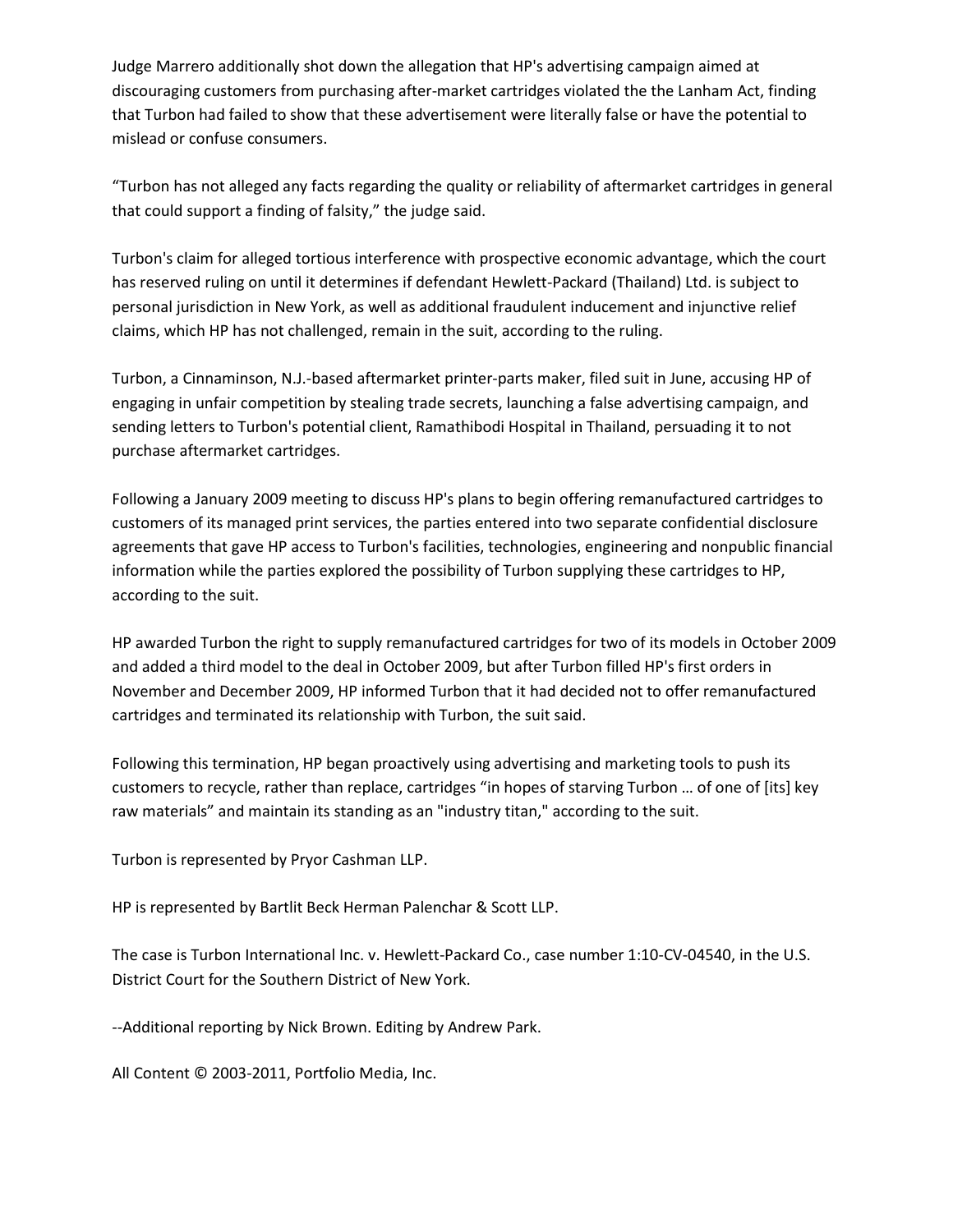Judge Marrero additionally shot down the allegation that HP's advertising campaign aimed at discouraging customers from purchasing after-market cartridges violated the the Lanham Act, finding that Turbon had failed to show that these advertisement were literally false or have the potential to mislead or confuse consumers.

“Turbon has not alleged any facts regarding the quality or reliability of aftermarket cartridges in general that could support a finding of falsity,” the judge said.

Turbon's claim for alleged tortious interference with prospective economic advantage, which the court has reserved ruling on until it determines if defendant Hewlett-Packard (Thailand) Ltd. is subject to personal jurisdiction in New York, as well as additional fraudulent inducement and injunctive relief claims, which HP has not challenged, remain in the suit, according to the ruling.

Turbon, a Cinnaminson, N.J.-based aftermarket printer-parts maker, filed suit in June, accusing HP of engaging in unfair competition by stealing trade secrets, launching a false advertising campaign, and sending letters to Turbon's potential client, Ramathibodi Hospital in Thailand, persuading it to not purchase aftermarket cartridges.

Following a January 2009 meeting to discuss HP's plans to begin offering remanufactured cartridges to customers of its managed print services, the parties entered into two separate confidential disclosure agreements that gave HP access to Turbon's facilities, technologies, engineering and nonpublic financial information while the parties explored the possibility of Turbon supplying these cartridges to HP, according to the suit.

HP awarded Turbon the right to supply remanufactured cartridges for two of its models in October 2009 and added a third model to the deal in October 2009, but after Turbon filled HP's first orders in November and December 2009, HP informed Turbon that it had decided not to offer remanufactured cartridges and terminated its relationship with Turbon, the suit said.

Following this termination, HP began proactively using advertising and marketing tools to push its customers to recycle, rather than replace, cartridges “in hopes of starving Turbon … of one of [its] key raw materials” and maintain its standing as an "industry titan," according to the suit.

Turbon is represented by Pryor Cashman LLP.

HP is represented by Bartlit Beck Herman Palenchar & Scott LLP.

The case is Turbon International Inc. v. Hewlett-Packard Co., case number 1:10-CV-04540, in the U.S. District Court for the Southern District of New York.

--Additional reporting by Nick Brown. Editing by Andrew Park.

All Content © 2003-2011, Portfolio Media, Inc.